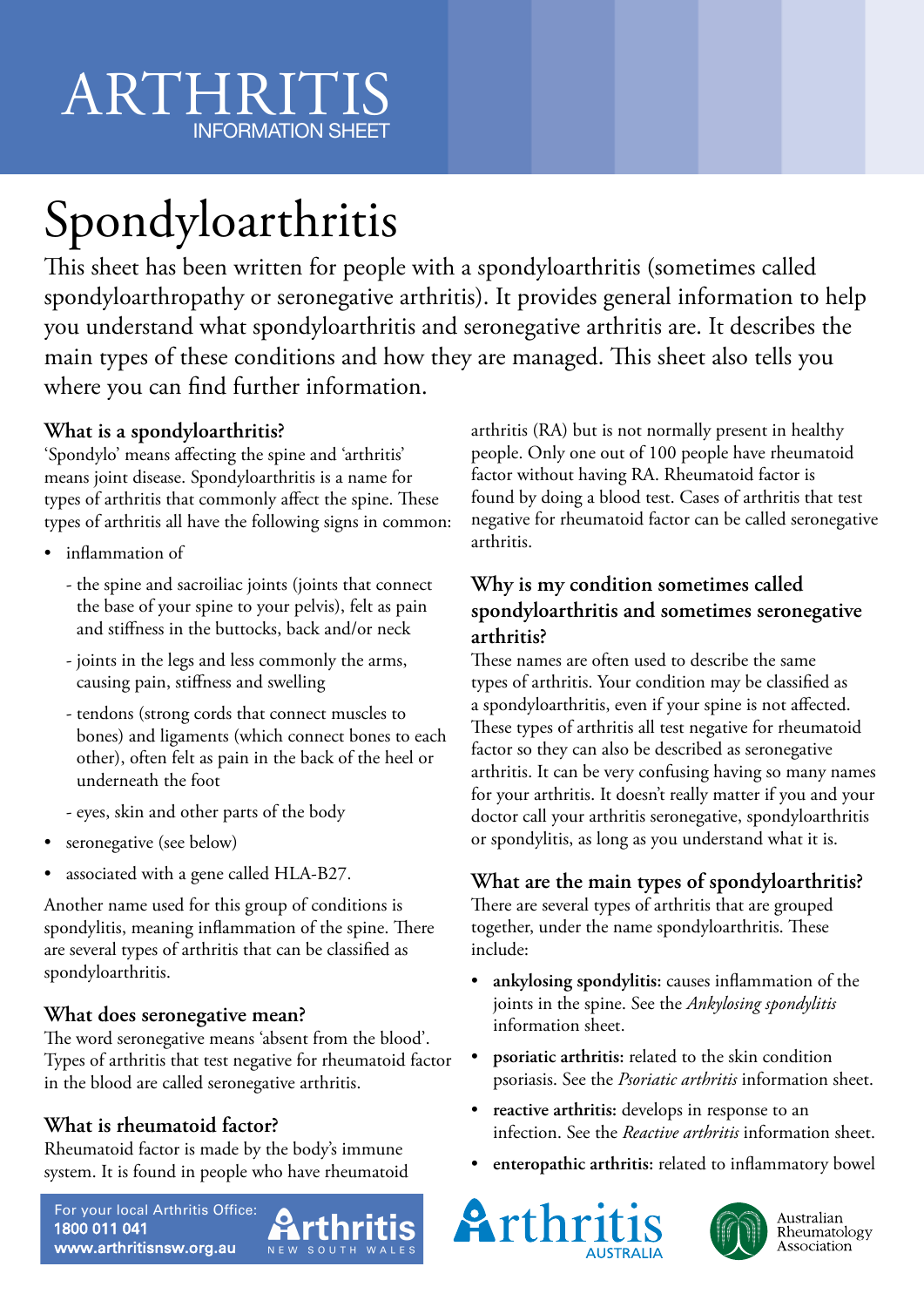ARTHRITIS
INFORMATION SHEET

# Spondyloarthritis

This sheet has been written for people with a spondyloarthritis (sometimes called spondyloarthropathy or seronegative arthritis). It provides general information to help you understand what spondyloarthritis and seronegative arthritis are. It describes the main types of these conditions and how they are managed. This sheet also tells you where you can find further information.

## What is a spondyloarthritis?

'Spondylo' means affecting the spine and 'arthritis' means joint disease. Spondyloarthritis is a name for types of arthritis that commonly affect the spine. These types of arthritis all have the following signs in common:

- inflammation of
  - the spine and sacroiliac joints (joints that connect the base of your spine to your pelvis), felt as pain and stiffness in the buttocks, back and/or neck
  - joints in the legs and less commonly the arms, causing pain, stiffness and swelling
  - tendons (strong cords that connect muscles to bones) and ligaments (which connect bones to each other), often felt as pain in the back of the heel or underneath the foot
  - eyes, skin and other parts of the body
- seronegative (see below)
- associated with a gene called HLA-B27.

Another name used for this group of conditions is spondylitis, meaning inflammation of the spine. There are several types of arthritis that can be classified as spondyloarthritis.

## What does seronegative mean?

The word seronegative means 'absent from the blood'. Types of arthritis that test negative for rheumatoid factor in the blood are called seronegative arthritis.

## What is rheumatoid factor?

Rheumatoid factor is made by the body's immune system. It is found in people who have rheumatoid arthritis (RA) but is not normally present in healthy people. Only one out of 100 people have rheumatoid factor without having RA. Rheumatoid factor is found by doing a blood test. Cases of arthritis that test negative for rheumatoid factor can be called seronegative arthritis.

## Why is my condition sometimes called spondyloarthritis and sometimes seronegative arthritis?

These names are often used to describe the same types of arthritis. Your condition may be classified as a spondyloarthritis, even if your spine is not affected. These types of arthritis all test negative for rheumatoid factor so they can also be described as seronegative arthritis. It can be very confusing having so many names for your arthritis. It doesn't really matter if you and your doctor call your arthritis seronegative, spondyloarthritis or spondylitis, as long as you understand what it is.

## What are the main types of spondyloarthritis?

There are several types of arthritis that are grouped together, under the name spondyloarthritis. These include:

- **ankylosing spondylitis:** causes inflammation of the joints in the spine. See the *Ankylosing spondylitis* information sheet.
- **psoriatic arthritis:** related to the skin condition psoriasis. See the *Psoriatic arthritis* information sheet.
- **reactive arthritis:** develops in response to an infection. See the *Reactive arthritis* information sheet.
- **enteropathic arthritis:** related to inflammatory bowel

For your local Arthritis Office:
**1800 011 041**
**www.arthritisnsw.org.au**

Arthritis NEW SOUTH WALES

Arthritis AUSTRALIA

Australian Rheumatology Association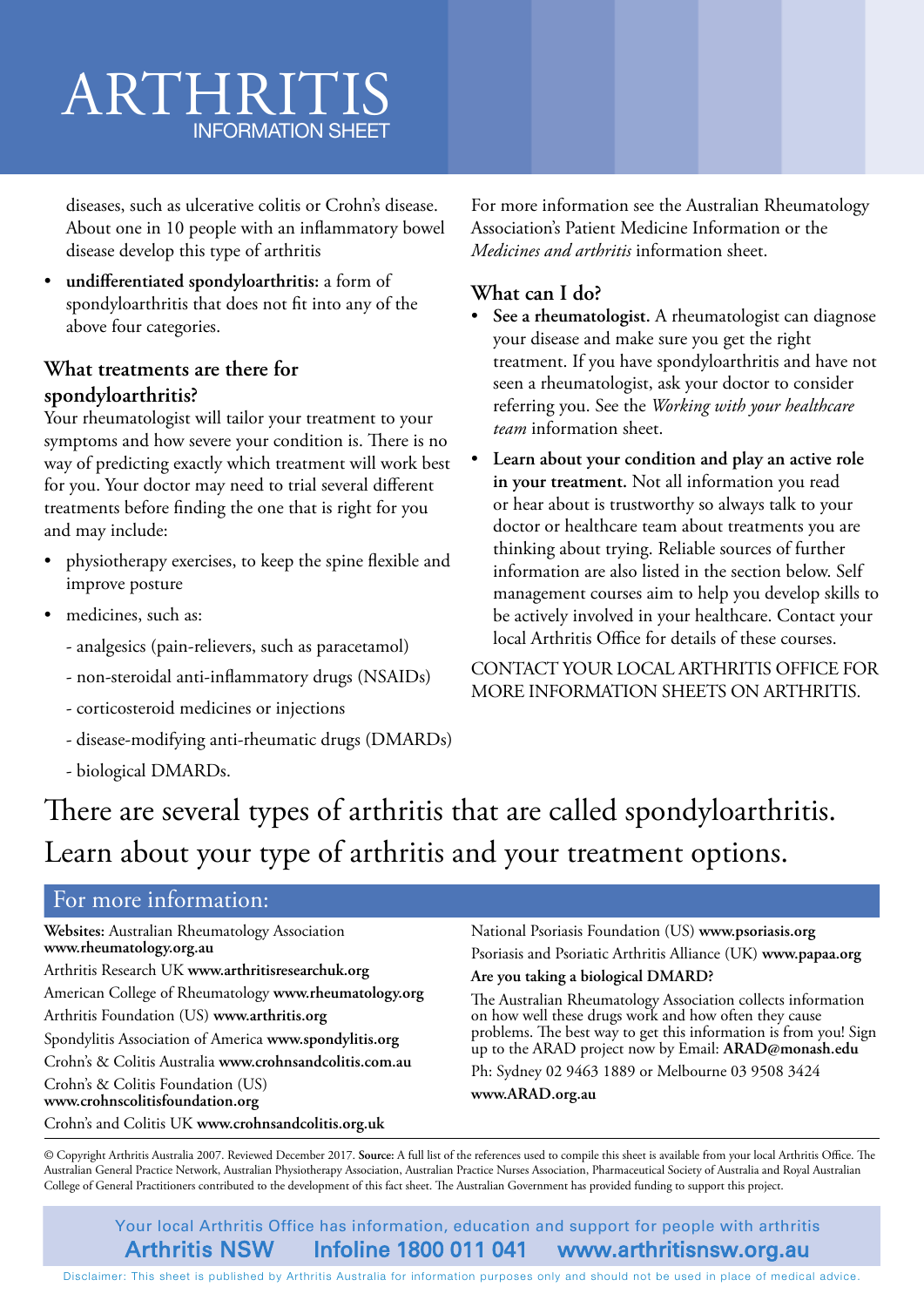diseases, such as ulcerative colitis or Crohn's disease. About one in 10 people with an inflammatory bowel disease develop this type of arthritis

- **undifferentiated spondyloarthritis:** a form of spondyloarthritis that does not fit into any of the above four categories.

### What treatments are there for spondyloarthritis?

Your rheumatologist will tailor your treatment to your symptoms and how severe your condition is. There is no way of predicting exactly which treatment will work best for you. Your doctor may need to trial several different treatments before finding the one that is right for you and may include:

- physiotherapy exercises, to keep the spine flexible and improve posture
- medicines, such as:
  - analgesics (pain-relievers, such as paracetamol)
  - non-steroidal anti-inflammatory drugs (NSAIDs)
  - corticosteroid medicines or injections
  - disease-modifying anti-rheumatic drugs (DMARDs)
  - biological DMARDs.

For more information see the Australian Rheumatology Association's Patient Medicine Information or the *Medicines and arthritis* information sheet.

### What can I do?

- **See a rheumatologist.** A rheumatologist can diagnose your disease and make sure you get the right treatment. If you have spondyloarthritis and have not seen a rheumatologist, ask your doctor to consider referring you. See the *Working with your healthcare team* information sheet.
- **Learn about your condition and play an active role in your treatment.** Not all information you read or hear about is trustworthy so always talk to your doctor or healthcare team about treatments you are thinking about trying. Reliable sources of further information are also listed in the section below. Self management courses aim to help you develop skills to be actively involved in your healthcare. Contact your local Arthritis Office for details of these courses.

CONTACT YOUR LOCAL ARTHRITIS OFFICE FOR MORE INFORMATION SHEETS ON ARTHRITIS.

There are several types of arthritis that are called spondyloarthritis. Learn about your type of arthritis and your treatment options.

## For more information:

**Websites:** Australian Rheumatology Association **www.rheumatology.org.au**

Arthritis Research UK **www.arthritisresearchuk.org**

American College of Rheumatology **www.rheumatology.org**

Arthritis Foundation (US) **www.arthritis.org**

Spondylitis Association of America **www.spondylitis.org**

Crohn's & Colitis Australia **www.crohnsandcolitis.com.au**

Crohn's & Colitis Foundation (US) **www.crohnscolitisfoundation.org**

Crohn's and Colitis UK **www.crohnsandcolitis.org.uk**

National Psoriasis Foundation (US) **www.psoriasis.org**

Psoriasis and Psoriatic Arthritis Alliance (UK) **www.papaa.org**

**Are you taking a biological DMARD?**

The Australian Rheumatology Association collects information on how well these drugs work and how often they cause problems. The best way to get this information is from you! Sign up to the ARAD project now by Email: **ARAD@monash.edu**

Ph: Sydney 02 9463 1889 or Melbourne 03 9508 3424

**www.ARAD.org.au**

© Copyright Arthritis Australia 2007. Reviewed December 2017. **Source:** A full list of the references used to compile this sheet is available from your local Arthritis Office. The Australian General Practice Network, Australian Physiotherapy Association, Australian Practice Nurses Association, Pharmaceutical Society of Australia and Royal Australian College of General Practitioners contributed to the development of this fact sheet. The Australian Government has provided funding to support this project.

Your local Arthritis Office has information, education and support for people with arthritis

**Arthritis NSW  Infoline 1800 011 041  www.arthritisnsw.org.au**

Disclaimer: This sheet is published by Arthritis Australia for information purposes only and should not be used in place of medical advice.